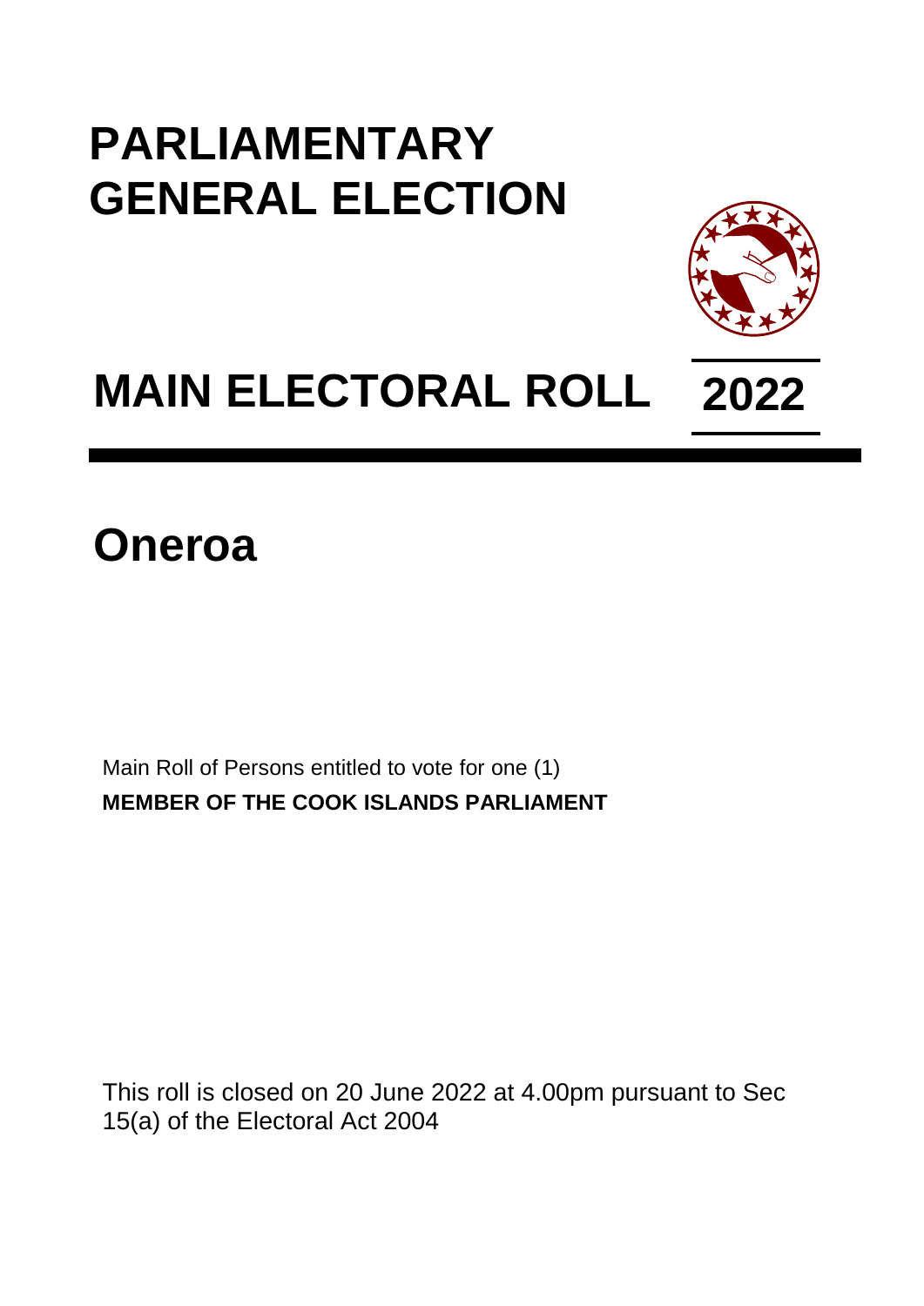# PARLIAMENTARY GENERAL ELECTION

# MAIN ELECTORAL ROLL 2022

## Oneroa

Main Roll of Persons entitled to vote for one (1)
**MEMBER OF THE COOK ISLANDS PARLIAMENT**

This roll is closed on 20 June 2022 at 4.00pm pursuant to Sec 15(a) of the Electoral Act 2004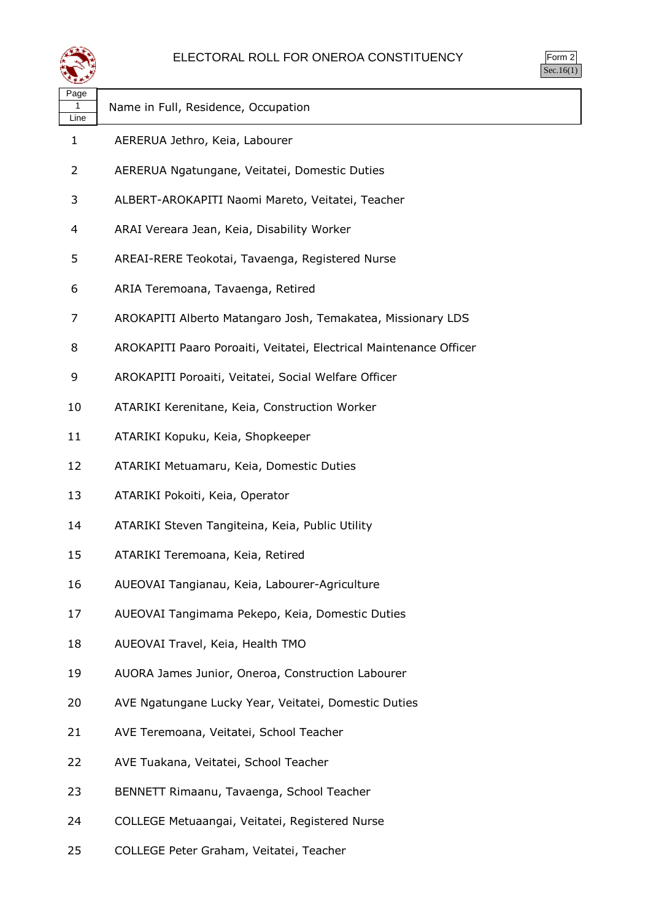# ELECTORAL ROLL FOR ONEROA CONSTITUENCY

Form 2
Sec.16(1)

| Page 1 Line | Name in Full, Residence, Occupation |
|---|---|
| 1 | AERERUA Jethro, Keia, Labourer |
| 2 | AERERUA Ngatungane, Veitatei, Domestic Duties |
| 3 | ALBERT-AROKAPITI Naomi Mareto, Veitatei, Teacher |
| 4 | ARAI Vereara Jean, Keia, Disability Worker |
| 5 | AREAI-RERE Teokotai, Tavaenga, Registered Nurse |
| 6 | ARIA Teremoana, Tavaenga, Retired |
| 7 | AROKAPITI Alberto Matangaro Josh, Temakatea, Missionary LDS |
| 8 | AROKAPITI Paaro Poroaiti, Veitatei, Electrical Maintenance Officer |
| 9 | AROKAPITI Poroaiti, Veitatei, Social Welfare Officer |
| 10 | ATARIKI Kerenitane, Keia, Construction Worker |
| 11 | ATARIKI Kopuku, Keia, Shopkeeper |
| 12 | ATARIKI Metuamaru, Keia, Domestic Duties |
| 13 | ATARIKI Pokoiti, Keia, Operator |
| 14 | ATARIKI Steven Tangiteina, Keia, Public Utility |
| 15 | ATARIKI Teremoana, Keia, Retired |
| 16 | AUEOVAI Tangianau, Keia, Labourer-Agriculture |
| 17 | AUEOVAI Tangimama Pekepo, Keia, Domestic Duties |
| 18 | AUEOVAI Travel, Keia, Health TMO |
| 19 | AUORA James Junior, Oneroa, Construction Labourer |
| 20 | AVE Ngatungane Lucky Year, Veitatei, Domestic Duties |
| 21 | AVE Teremoana, Veitatei, School Teacher |
| 22 | AVE Tuakana, Veitatei, School Teacher |
| 23 | BENNETT Rimaanu, Tavaenga, School Teacher |
| 24 | COLLEGE Metuaangai, Veitatei, Registered Nurse |
| 25 | COLLEGE Peter Graham, Veitatei, Teacher |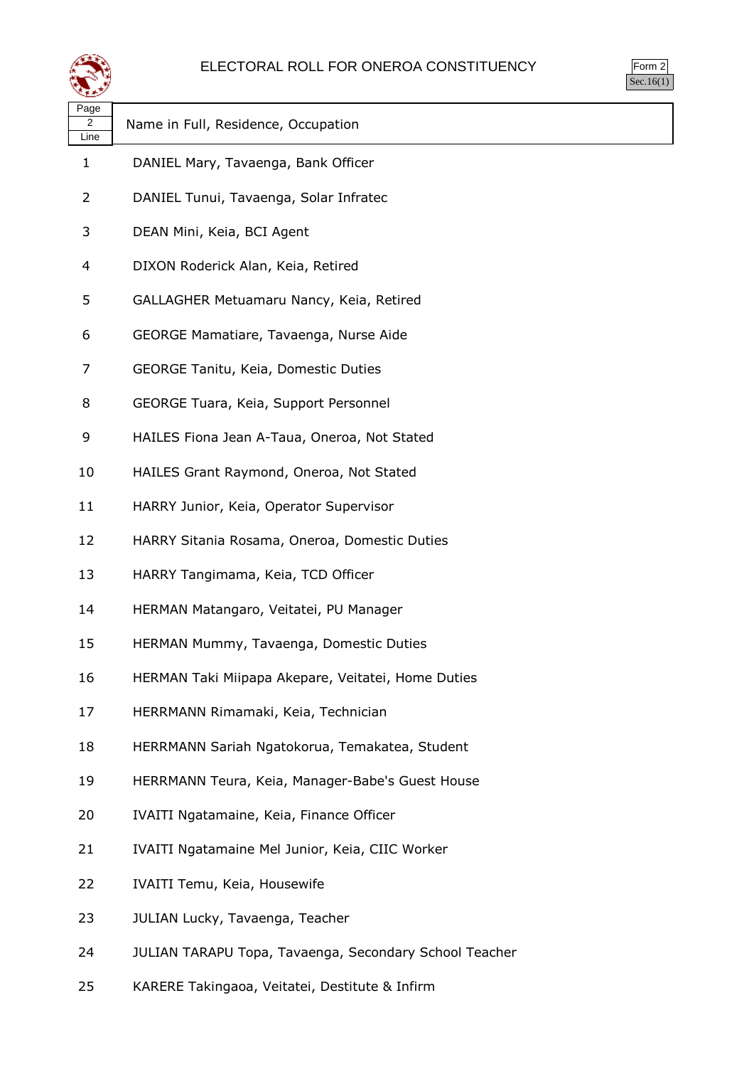# ELECTORAL ROLL FOR ONEROA CONSTITUENCY

Form 2
Sec.16(1)

| Page 2 Line | Name in Full, Residence, Occupation |
|---|---|
| 1 | DANIEL Mary, Tavaenga, Bank Officer |
| 2 | DANIEL Tunui, Tavaenga, Solar Infratec |
| 3 | DEAN Mini, Keia, BCI Agent |
| 4 | DIXON Roderick Alan, Keia, Retired |
| 5 | GALLAGHER Metuamaru Nancy, Keia, Retired |
| 6 | GEORGE Mamatiare, Tavaenga, Nurse Aide |
| 7 | GEORGE Tanitu, Keia, Domestic Duties |
| 8 | GEORGE Tuara, Keia, Support Personnel |
| 9 | HAILES Fiona Jean A-Taua, Oneroa, Not Stated |
| 10 | HAILES Grant Raymond, Oneroa, Not Stated |
| 11 | HARRY Junior, Keia, Operator Supervisor |
| 12 | HARRY Sitania Rosama, Oneroa, Domestic Duties |
| 13 | HARRY Tangimama, Keia, TCD Officer |
| 14 | HERMAN Matangaro, Veitatei, PU Manager |
| 15 | HERMAN Mummy, Tavaenga, Domestic Duties |
| 16 | HERMAN Taki Miipapa Akepare, Veitatei, Home Duties |
| 17 | HERRMANN Rimamaki, Keia, Technician |
| 18 | HERRMANN Sariah Ngatokorua, Temakatea, Student |
| 19 | HERRMANN Teura, Keia, Manager-Babe's Guest House |
| 20 | IVAITI Ngatamaine, Keia, Finance Officer |
| 21 | IVAITI Ngatamaine Mel Junior, Keia, CIIC Worker |
| 22 | IVAITI Temu, Keia, Housewife |
| 23 | JULIAN Lucky, Tavaenga, Teacher |
| 24 | JULIAN TARAPU Topa, Tavaenga, Secondary School Teacher |
| 25 | KARERE Takingaoa, Veitatei, Destitute & Infirm |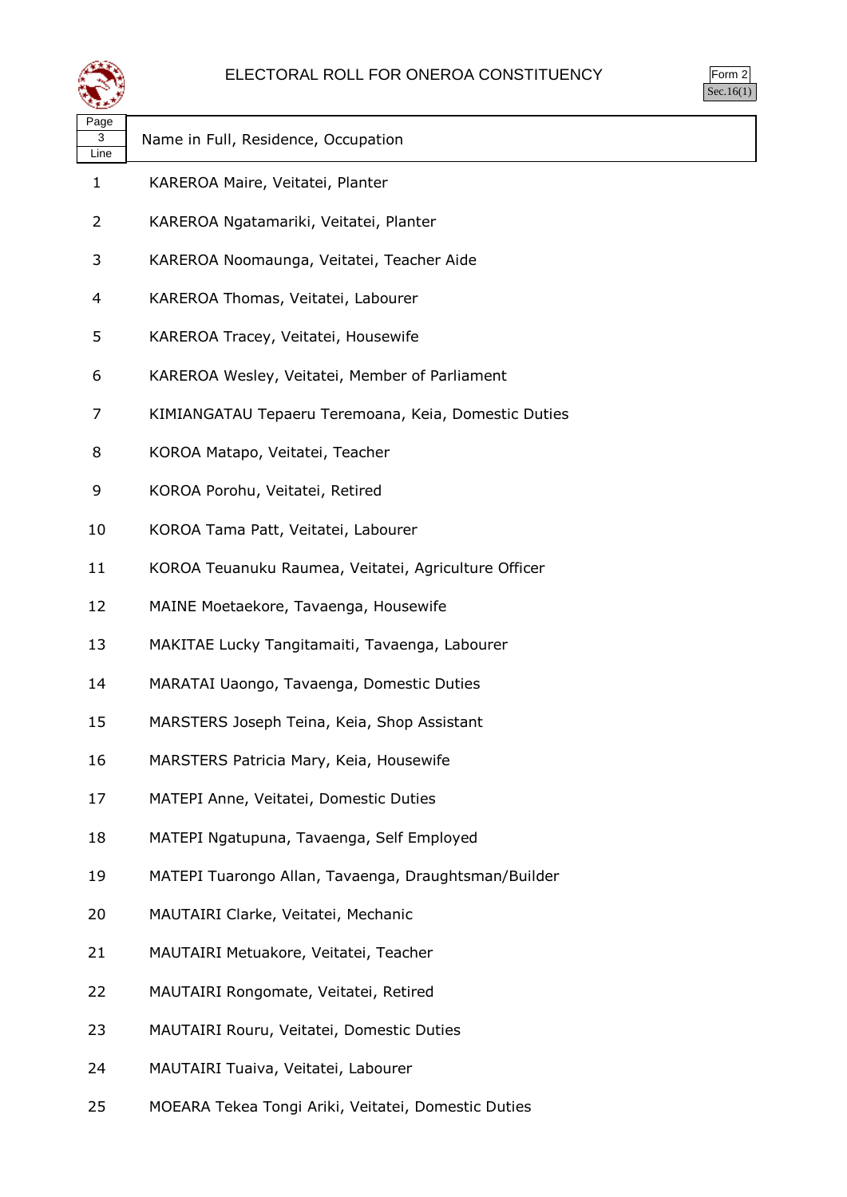# ELECTORAL ROLL FOR ONEROA CONSTITUENCY

Form 2
Sec.16(1)

| Page 3 Line | Name in Full, Residence, Occupation |
|---|---|
| 1 | KAREROA Maire, Veitatei, Planter |
| 2 | KAREROA Ngatamariki, Veitatei, Planter |
| 3 | KAREROA Noomaunga, Veitatei, Teacher Aide |
| 4 | KAREROA Thomas, Veitatei, Labourer |
| 5 | KAREROA Tracey, Veitatei, Housewife |
| 6 | KAREROA Wesley, Veitatei, Member of Parliament |
| 7 | KIMIANGATAU Tepaeru Teremoana, Keia, Domestic Duties |
| 8 | KOROA Matapo, Veitatei, Teacher |
| 9 | KOROA Porohu, Veitatei, Retired |
| 10 | KOROA Tama Patt, Veitatei, Labourer |
| 11 | KOROA Teuanuku Raumea, Veitatei, Agriculture Officer |
| 12 | MAINE Moetaekore, Tavaenga, Housewife |
| 13 | MAKITAE Lucky Tangitamaiti, Tavaenga, Labourer |
| 14 | MARATAI Uaongo, Tavaenga, Domestic Duties |
| 15 | MARSTERS Joseph Teina, Keia, Shop Assistant |
| 16 | MARSTERS Patricia Mary, Keia, Housewife |
| 17 | MATEPI Anne, Veitatei, Domestic Duties |
| 18 | MATEPI Ngatupuna, Tavaenga, Self Employed |
| 19 | MATEPI Tuarongo Allan, Tavaenga, Draughtsman/Builder |
| 20 | MAUTAIRI Clarke, Veitatei, Mechanic |
| 21 | MAUTAIRI Metuakore, Veitatei, Teacher |
| 22 | MAUTAIRI Rongomate, Veitatei, Retired |
| 23 | MAUTAIRI Rouru, Veitatei, Domestic Duties |
| 24 | MAUTAIRI Tuaiva, Veitatei, Labourer |
| 25 | MOEARA Tekea Tongi Ariki, Veitatei, Domestic Duties |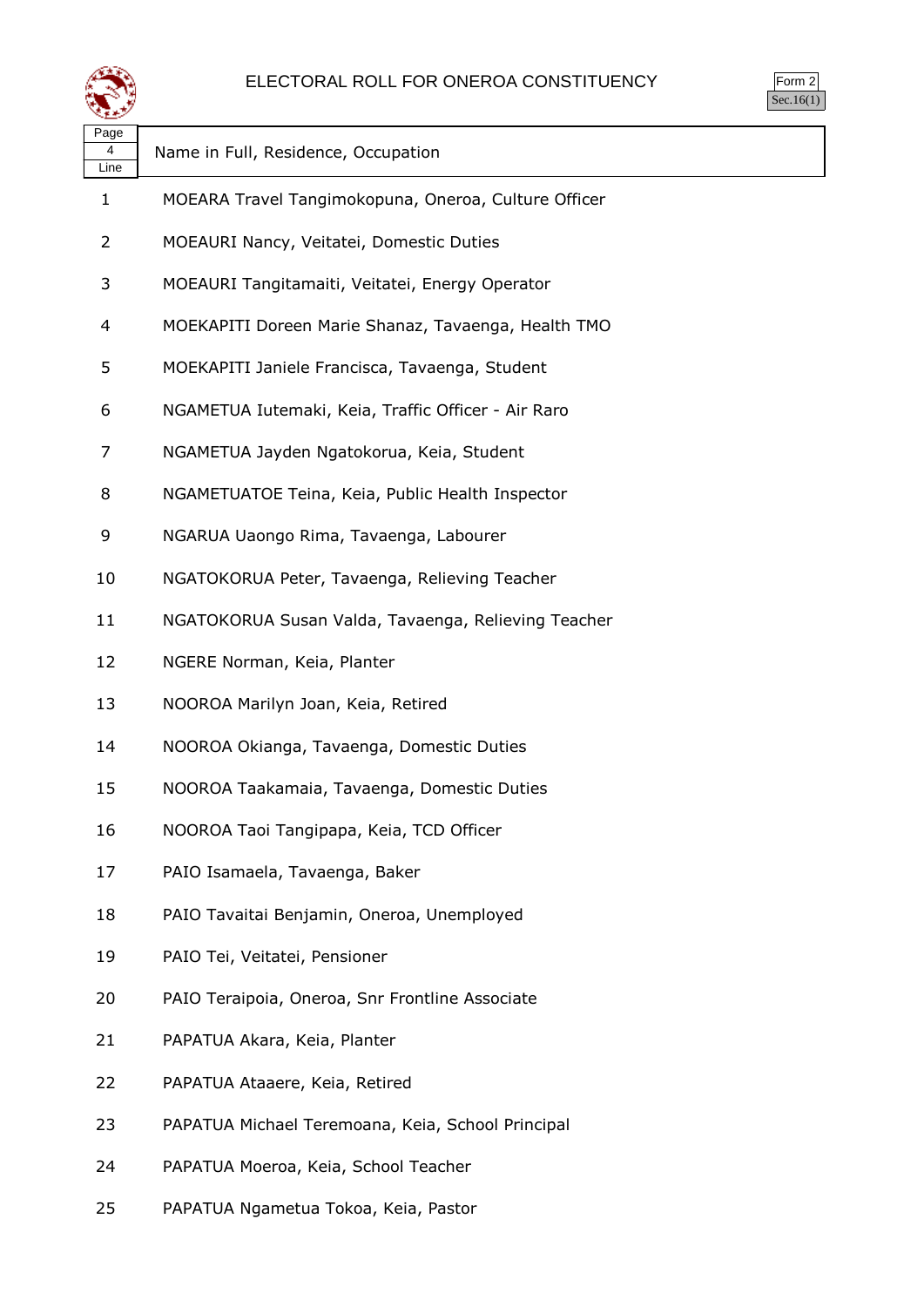# ELECTORAL ROLL FOR ONEROA CONSTITUENCY

Form 2
Sec.16(1)

| Page 4 Line | Name in Full, Residence, Occupation |
|---|---|
| 1 | MOEARA Travel Tangimokopuna, Oneroa, Culture Officer |
| 2 | MOEAURI Nancy, Veitatei, Domestic Duties |
| 3 | MOEAURI Tangitamaiti, Veitatei, Energy Operator |
| 4 | MOEKAPITI Doreen Marie Shanaz, Tavaenga, Health TMO |
| 5 | MOEKAPITI Janiele Francisca, Tavaenga, Student |
| 6 | NGAMETUA Iutemaki, Keia, Traffic Officer - Air Raro |
| 7 | NGAMETUA Jayden Ngatokorua, Keia, Student |
| 8 | NGAMETUATOE Teina, Keia, Public Health Inspector |
| 9 | NGARUA Uaongo Rima, Tavaenga, Labourer |
| 10 | NGATOKORUA Peter, Tavaenga, Relieving Teacher |
| 11 | NGATOKORUA Susan Valda, Tavaenga, Relieving Teacher |
| 12 | NGERE Norman, Keia, Planter |
| 13 | NOOROA Marilyn Joan, Keia, Retired |
| 14 | NOOROA Okianga, Tavaenga, Domestic Duties |
| 15 | NOOROA Taakamaia, Tavaenga, Domestic Duties |
| 16 | NOOROA Taoi Tangipapa, Keia, TCD Officer |
| 17 | PAIO Isamaela, Tavaenga, Baker |
| 18 | PAIO Tavaitai Benjamin, Oneroa, Unemployed |
| 19 | PAIO Tei, Veitatei, Pensioner |
| 20 | PAIO Teraipoia, Oneroa, Snr Frontline Associate |
| 21 | PAPATUA Akara, Keia, Planter |
| 22 | PAPATUA Ataaere, Keia, Retired |
| 23 | PAPATUA Michael Teremoana, Keia, School Principal |
| 24 | PAPATUA Moeroa, Keia, School Teacher |
| 25 | PAPATUA Ngametua Tokoa, Keia, Pastor |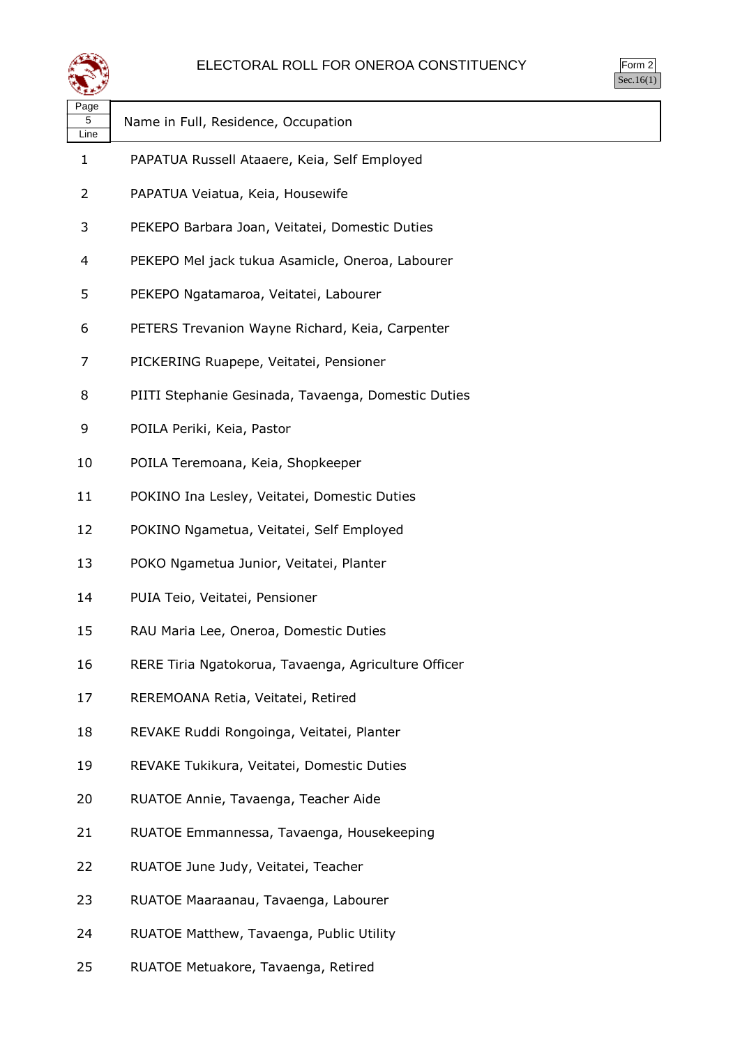# ELECTORAL ROLL FOR ONEROA CONSTITUENCY

Form 2
Sec.16(1)

| Page 5 Line | Name in Full, Residence, Occupation |
|---|---|
| 1 | PAPATUA Russell Ataaere, Keia, Self Employed |
| 2 | PAPATUA Veiatua, Keia, Housewife |
| 3 | PEKEPO Barbara Joan, Veitatei, Domestic Duties |
| 4 | PEKEPO Mel jack tukua Asamicle, Oneroa, Labourer |
| 5 | PEKEPO Ngatamaroa, Veitatei, Labourer |
| 6 | PETERS Trevanion Wayne Richard, Keia, Carpenter |
| 7 | PICKERING Ruapepe, Veitatei, Pensioner |
| 8 | PIITI Stephanie Gesinada, Tavaenga, Domestic Duties |
| 9 | POILA Periki, Keia, Pastor |
| 10 | POILA Teremoana, Keia, Shopkeeper |
| 11 | POKINO Ina Lesley, Veitatei, Domestic Duties |
| 12 | POKINO Ngametua, Veitatei, Self Employed |
| 13 | POKO Ngametua Junior, Veitatei, Planter |
| 14 | PUIA Teio, Veitatei, Pensioner |
| 15 | RAU Maria Lee, Oneroa, Domestic Duties |
| 16 | RERE Tiria Ngatokorua, Tavaenga, Agriculture Officer |
| 17 | REREMOANA Retia, Veitatei, Retired |
| 18 | REVAKE Ruddi Rongoinga, Veitatei, Planter |
| 19 | REVAKE Tukikura, Veitatei, Domestic Duties |
| 20 | RUATOE Annie, Tavaenga, Teacher Aide |
| 21 | RUATOE Emmannessa, Tavaenga, Housekeeping |
| 22 | RUATOE June Judy, Veitatei, Teacher |
| 23 | RUATOE Maaraanau, Tavaenga, Labourer |
| 24 | RUATOE Matthew, Tavaenga, Public Utility |
| 25 | RUATOE Metuakore, Tavaenga, Retired |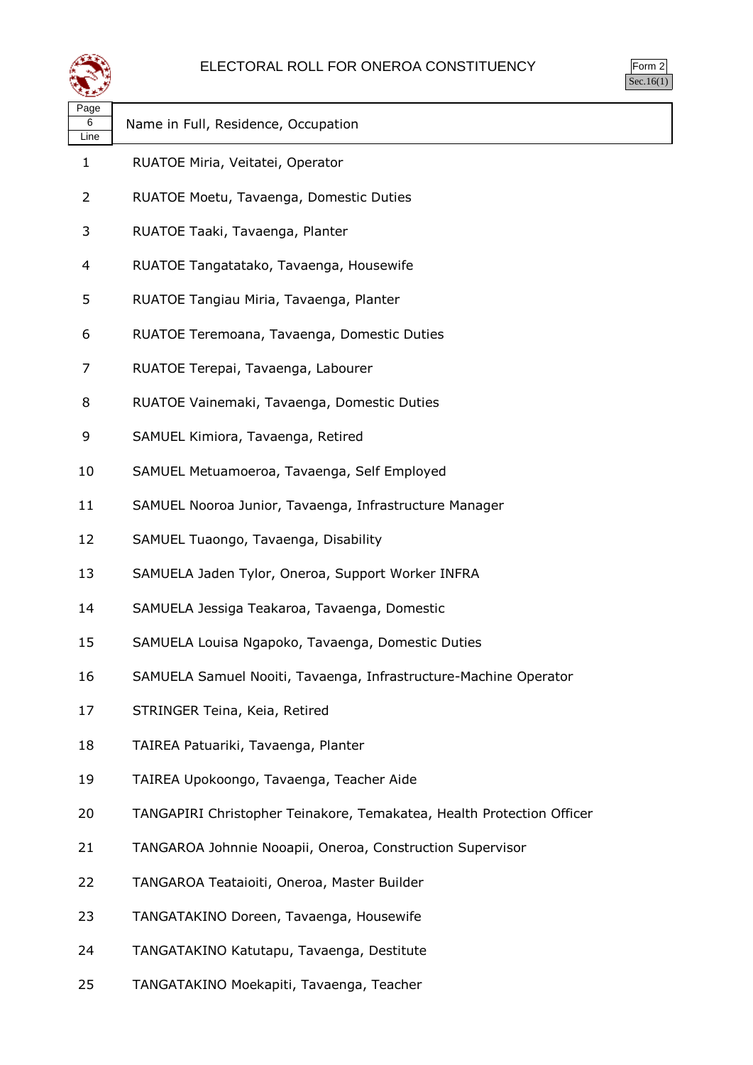# ELECTORAL ROLL FOR ONEROA CONSTITUENCY

Form 2
Sec.16(1)

| Page 6 Line | Name in Full, Residence, Occupation |
|---|---|
| 1 | RUATOE Miria, Veitatei, Operator |
| 2 | RUATOE Moetu, Tavaenga, Domestic Duties |
| 3 | RUATOE Taaki, Tavaenga, Planter |
| 4 | RUATOE Tangatatako, Tavaenga, Housewife |
| 5 | RUATOE Tangiau Miria, Tavaenga, Planter |
| 6 | RUATOE Teremoana, Tavaenga, Domestic Duties |
| 7 | RUATOE Terepai, Tavaenga, Labourer |
| 8 | RUATOE Vainemaki, Tavaenga, Domestic Duties |
| 9 | SAMUEL Kimiora, Tavaenga, Retired |
| 10 | SAMUEL Metuamoeroa, Tavaenga, Self Employed |
| 11 | SAMUEL Nooroa Junior, Tavaenga, Infrastructure Manager |
| 12 | SAMUEL Tuaongo, Tavaenga, Disability |
| 13 | SAMUELA Jaden Tylor, Oneroa, Support Worker INFRA |
| 14 | SAMUELA Jessiga Teakaroa, Tavaenga, Domestic |
| 15 | SAMUELA Louisa Ngapoko, Tavaenga, Domestic Duties |
| 16 | SAMUELA Samuel Nooiti, Tavaenga, Infrastructure-Machine Operator |
| 17 | STRINGER Teina, Keia, Retired |
| 18 | TAIREA Patuariki, Tavaenga, Planter |
| 19 | TAIREA Upokoongo, Tavaenga, Teacher Aide |
| 20 | TANGAPIRI Christopher Teinakore, Temakatea, Health Protection Officer |
| 21 | TANGAROA Johnnie Nooapii, Oneroa, Construction Supervisor |
| 22 | TANGAROA Teataioiti, Oneroa, Master Builder |
| 23 | TANGATAKINO Doreen, Tavaenga, Housewife |
| 24 | TANGATAKINO Katutapu, Tavaenga, Destitute |
| 25 | TANGATAKINO Moekapiti, Tavaenga, Teacher |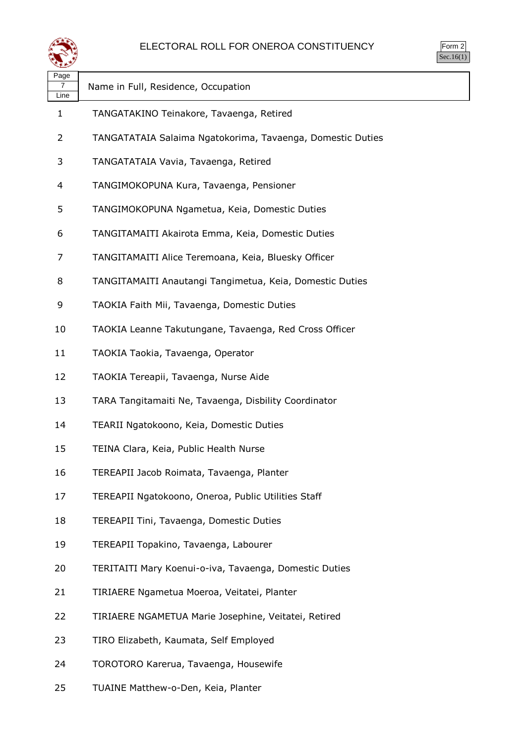# ELECTORAL ROLL FOR ONEROA CONSTITUENCY

Form 2
Sec.16(1)

| Page 7 Line | Name in Full, Residence, Occupation |
|---|---|
| 1 | TANGATAKINO Teinakore, Tavaenga, Retired |
| 2 | TANGATATAIA Salaima Ngatokorima, Tavaenga, Domestic Duties |
| 3 | TANGATATAIA Vavia, Tavaenga, Retired |
| 4 | TANGIMOKOPUNA Kura, Tavaenga, Pensioner |
| 5 | TANGIMOKOPUNA Ngametua, Keia, Domestic Duties |
| 6 | TANGITAMAITI Akairota Emma, Keia, Domestic Duties |
| 7 | TANGITAMAITI Alice Teremoana, Keia, Bluesky Officer |
| 8 | TANGITAMAITI Anautangi Tangimetua, Keia, Domestic Duties |
| 9 | TAOKIA Faith Mii, Tavaenga, Domestic Duties |
| 10 | TAOKIA Leanne Takutungane, Tavaenga, Red Cross Officer |
| 11 | TAOKIA Taokia, Tavaenga, Operator |
| 12 | TAOKIA Tereapii, Tavaenga, Nurse Aide |
| 13 | TARA Tangitamaiti Ne, Tavaenga, Disbility Coordinator |
| 14 | TEARII Ngatokoono, Keia, Domestic Duties |
| 15 | TEINA Clara, Keia, Public Health Nurse |
| 16 | TEREAPII Jacob Roimata, Tavaenga, Planter |
| 17 | TEREAPII Ngatokoono, Oneroa, Public Utilities Staff |
| 18 | TEREAPII Tini, Tavaenga, Domestic Duties |
| 19 | TEREAPII Topakino, Tavaenga, Labourer |
| 20 | TERITAITI Mary Koenui-o-iva, Tavaenga, Domestic Duties |
| 21 | TIRIAERE Ngametua Moeroa, Veitatei, Planter |
| 22 | TIRIAERE NGAMETUA Marie Josephine, Veitatei, Retired |
| 23 | TIRO Elizabeth, Kaumata, Self Employed |
| 24 | TOROTORO Karerua, Tavaenga, Housewife |
| 25 | TUAINE Matthew-o-Den, Keia, Planter |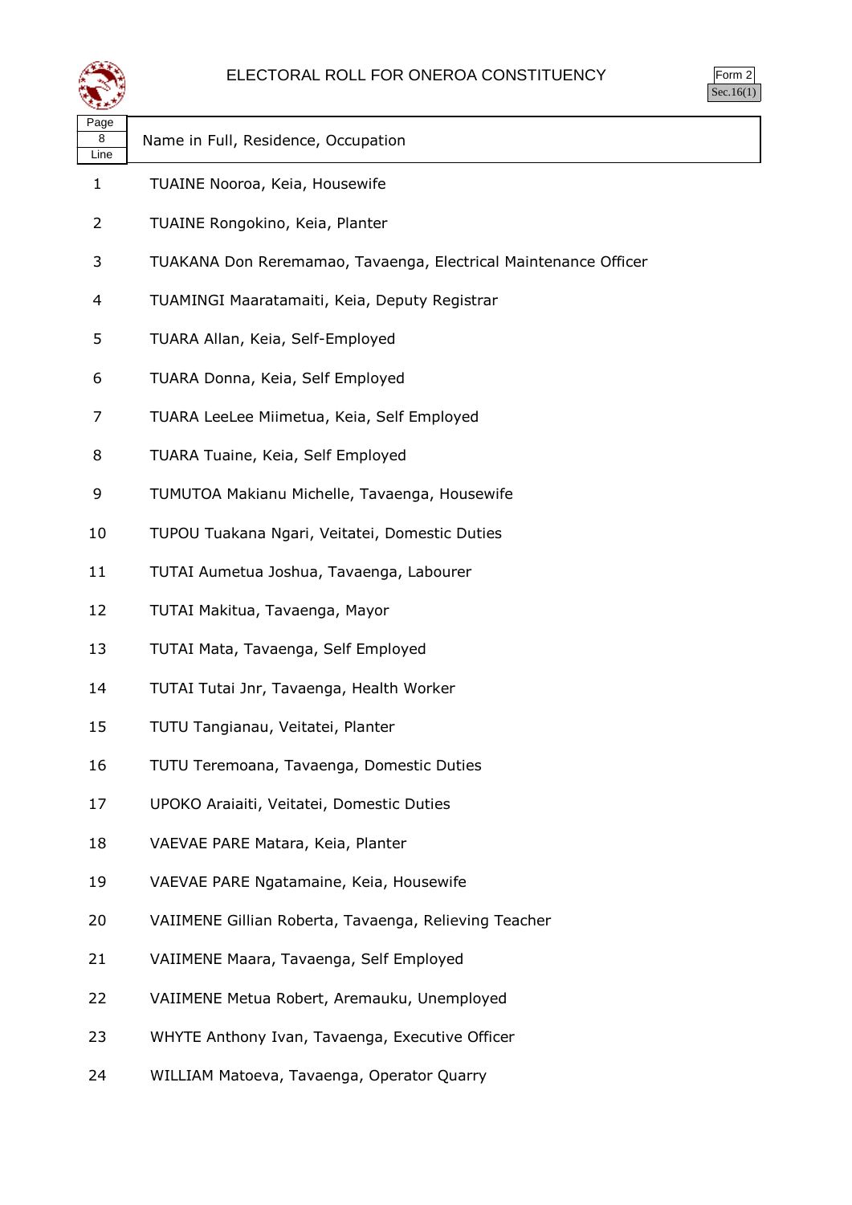# ELECTORAL ROLL FOR ONEROA CONSTITUENCY

Form 2
Sec.16(1)

| Page 8 Line | Name in Full, Residence, Occupation |
|---|---|
| 1 | TUAINE Nooroa, Keia, Housewife |
| 2 | TUAINE Rongokino, Keia, Planter |
| 3 | TUAKANA Don Reremamao, Tavaenga, Electrical Maintenance Officer |
| 4 | TUAMINGI Maaratamaiti, Keia, Deputy Registrar |
| 5 | TUARA Allan, Keia, Self-Employed |
| 6 | TUARA Donna, Keia, Self Employed |
| 7 | TUARA LeeLee Miimetua, Keia, Self Employed |
| 8 | TUARA Tuaine, Keia, Self Employed |
| 9 | TUMUTOA Makianu Michelle, Tavaenga, Housewife |
| 10 | TUPOU Tuakana Ngari, Veitatei, Domestic Duties |
| 11 | TUTAI Aumetua Joshua, Tavaenga, Labourer |
| 12 | TUTAI Makitua, Tavaenga, Mayor |
| 13 | TUTAI Mata, Tavaenga, Self Employed |
| 14 | TUTAI Tutai Jnr, Tavaenga, Health Worker |
| 15 | TUTU Tangianau, Veitatei, Planter |
| 16 | TUTU Teremoana, Tavaenga, Domestic Duties |
| 17 | UPOKO Araiaiti, Veitatei, Domestic Duties |
| 18 | VAEVAE PARE Matara, Keia, Planter |
| 19 | VAEVAE PARE Ngatamaine, Keia, Housewife |
| 20 | VAIIMENE Gillian Roberta, Tavaenga, Relieving Teacher |
| 21 | VAIIMENE Maara, Tavaenga, Self Employed |
| 22 | VAIIMENE Metua Robert, Aremauku, Unemployed |
| 23 | WHYTE Anthony Ivan, Tavaenga, Executive Officer |
| 24 | WILLIAM Matoeva, Tavaenga, Operator Quarry |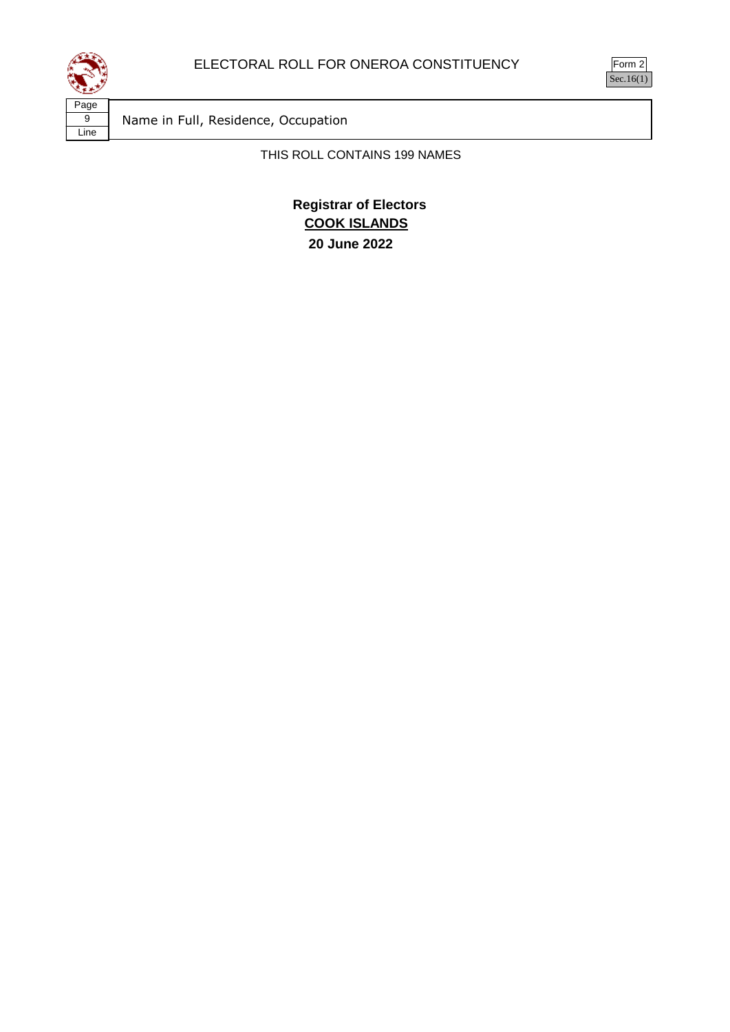# ELECTORAL ROLL FOR ONEROA CONSTITUENCY

Form 2
Sec.16(1)

| Page 9 Line | Name in Full, Residence, Occupation |
| --- | --- |

THIS ROLL CONTAINS 199 NAMES

**Registrar of Electors**
**<u>COOK ISLANDS</u>**
**20 June 2022**